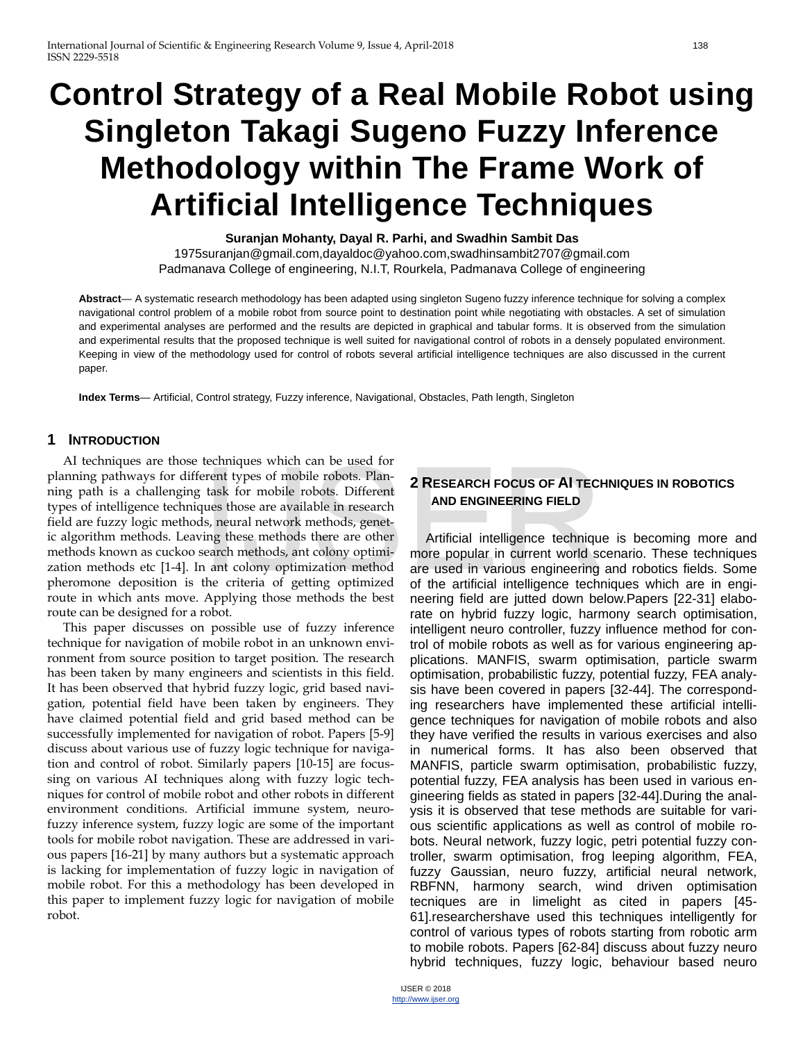# Control Strategy of a Real Mobile Robot using Singleton Takagi Sugeno Fuzzy Inference Methodology within The Frame Work of Artificial Intelligence Techniques

**Suranjan Mohanty, Dayal R. Parhi, and Swadhin Sambit Das**

1975suranjan@gmail.com,dayaldoc@yahoo.com,swadhinsambit2707@gmail.com

Padmanava College of engineering, N.I.T, Rourkela, Padmanava College of engineering

**Abstract**— A systematic research methodology has been adapted using singleton Sugeno fuzzy inference technique for solving a complex navigational control problem of a mobile robot from source point to destination point while negotiating with obstacles. A set of simulation and experimental analyses are performed and the results are depicted in graphical and tabular forms. It is observed from the simulation and experimental results that the proposed technique is well suited for navigational control of robots in a densely populated environment. Keeping in view of the methodology used for control of robots several artificial intelligence techniques are also discussed in the current paper.

**Index Terms**— Artificial, Control strategy, Fuzzy inference, Navigational, Obstacles, Path length, Singleton

## 1 Introduction

AI techniques are those techniques which can be used for planning pathways for different types of mobile robots. Planning path is a challenging task for mobile robots. Different types of intelligence techniques those are available in research field are fuzzy logic methods, neural network methods, genetic algorithm methods. Leaving these methods there are other methods known as cuckoo search methods, ant colony optimization methods etc [1-4]. In ant colony optimization method pheromone deposition is the criteria of getting optimized route in which ants move. Applying those methods the best route can be designed for a robot.

This paper discusses on possible use of fuzzy inference technique for navigation of mobile robot in an unknown environment from source position to target position. The research has been taken by many engineers and scientists in this field. It has been observed that hybrid fuzzy logic, grid based navigation, potential field have been taken by engineers. They have claimed potential field and grid based method can be successfully implemented for navigation of robot. Papers [5-9] discuss about various use of fuzzy logic technique for navigation and control of robot. Similarly papers [10-15] are focussing on various AI techniques along with fuzzy logic techniques for control of mobile robot and other robots in different environment conditions. Artificial immune system, neuro-fuzzy inference system, fuzzy logic are some of the important tools for mobile robot navigation. These are addressed in various papers [16-21] by many authors but a systematic approach is lacking for implementation of fuzzy logic in navigation of mobile robot. For this a methodology has been developed in this paper to implement fuzzy logic for navigation of mobile robot.

## 2 Research focus of AI techniques in robotics and engineering field

Artificial intelligence technique is becoming more and more popular in current world scenario. These techniques are used in various engineering and robotics fields. Some of the artificial intelligence techniques which are in engineering field are jutted down below.Papers [22-31] elaborate on hybrid fuzzy logic, harmony search optimisation, intelligent neuro controller, fuzzy influence method for control of mobile robots as well as for various engineering applications. MANFIS, swarm optimisation, particle swarm optimisation, probabilistic fuzzy, potential fuzzy, FEA analysis have been covered in papers [32-44]. The corresponding researchers have implemented these artificial intelligence techniques for navigation of mobile robots and also they have verified the results in various exercises and also in numerical forms. It has also been observed that MANFIS, particle swarm optimisation, probabilistic fuzzy, potential fuzzy, FEA analysis has been used in various engineering fields as stated in papers [32-44].During the analysis it is observed that tese methods are suitable for various scientific applications as well as control of mobile robots. Neural network, fuzzy logic, petri potential fuzzy controller, swarm optimisation, frog leeping algorithm, FEA, fuzzy Gaussian, neuro fuzzy, artificial neural network, RBFNN, harmony search, wind driven optimisation tecniques are in limelight as cited in papers [45-61].researchershave used this techniques intelligently for control of various types of robots starting from robotic arm to mobile robots. Papers [62-84] discuss about fuzzy neuro hybrid techniques, fuzzy logic, behaviour based neuro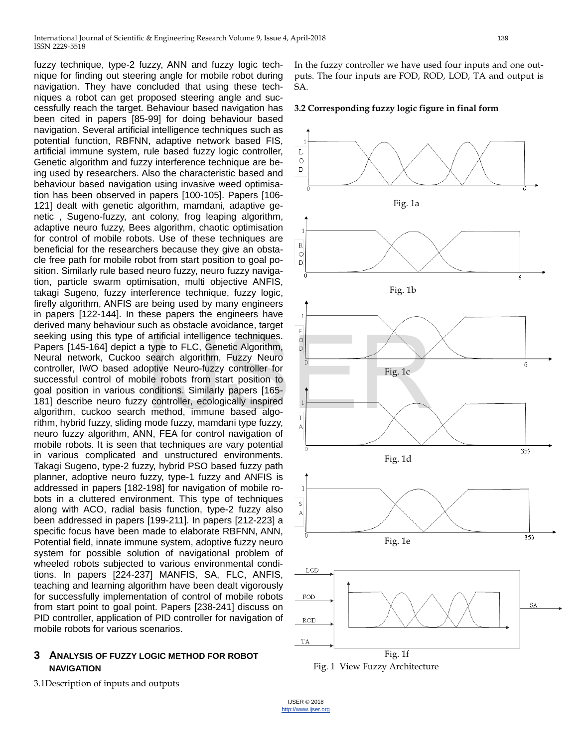fuzzy technique, type-2 fuzzy, ANN and fuzzy logic technique for finding out steering angle for mobile robot during navigation. They have concluded that using these techniques a robot can get proposed steering angle and successfully reach the target. Behaviour based navigation has been cited in papers [85-99] for doing behaviour based navigation. Several artificial intelligence techniques such as potential function, RBFNN, adaptive network based FIS, artificial immune system, rule based fuzzy logic controller, Genetic algorithm and fuzzy interference technique are being used by researchers. Also the characteristic based and behaviour based navigation using invasive weed optimisation has been observed in papers [100-105]. Papers [106-121] dealt with genetic algorithm, mamdani, adaptive genetic , Sugeno-fuzzy, ant colony, frog leaping algorithm, adaptive neuro fuzzy, Bees algorithm, chaotic optimisation for control of mobile robots. Use of these techniques are beneficial for the researchers because they give an obstacle free path for mobile robot from start position to goal position. Similarly rule based neuro fuzzy, neuro fuzzy navigation, particle swarm optimisation, multi objective ANFIS, takagi Sugeno, fuzzy interference technique, fuzzy logic, firefly algorithm, ANFIS are being used by many engineers in papers [122-144]. In these papers the engineers have derived many behaviour such as obstacle avoidance, target seeking using this type of artificial intelligence techniques. Papers [145-164] depict a type to FLC, Genetic Algorithm, Neural network, Cuckoo search algorithm, Fuzzy Neuro controller, IWO based adoptive Neuro-fuzzy controller for successful control of mobile robots from start position to goal position in various conditions. Similarly papers [165-181] describe neuro fuzzy controller, ecologically inspired algorithm, cuckoo search method, immune based algorithm, hybrid fuzzy, sliding mode fuzzy, mamdani type fuzzy, neuro fuzzy algorithm, ANN, FEA for control navigation of mobile robots. It is seen that techniques are vary potential in various complicated and unstructured environments. Takagi Sugeno, type-2 fuzzy, hybrid PSO based fuzzy path planner, adoptive neuro fuzzy, type-1 fuzzy and ANFIS is addressed in papers [182-198] for navigation of mobile robots in a cluttered environment. This type of techniques along with ACO, radial basis function, type-2 fuzzy also been addressed in papers [199-211]. In papers [212-223] a specific focus have been made to elaborate RBFNN, ANN, Potential field, innate immune system, adoptive fuzzy neuro system for possible solution of navigational problem of wheeled robots subjected to various environmental conditions. In papers [224-237] MANFIS, SA, FLC, ANFIS, teaching and learning algorithm have been dealt vigorously for successfully implementation of control of mobile robots from start point to goal point. Papers [238-241] discuss on PID controller, application of PID controller for navigation of mobile robots for various scenarios.

## 3 Analysis of Fuzzy Logic Method for Robot Navigation

3.1Description of inputs and outputs

In the fuzzy controller we have used four inputs and one outputs. The four inputs are FOD, ROD, LOD, TA and output is SA.

**3.2 Corresponding fuzzy logic figure in final form**

Fig. 1a

Fig. 1b

Fig. 1c

Fig. 1d

Fig. 1e

Fig. 1f

Fig. 1 View Fuzzy Architecture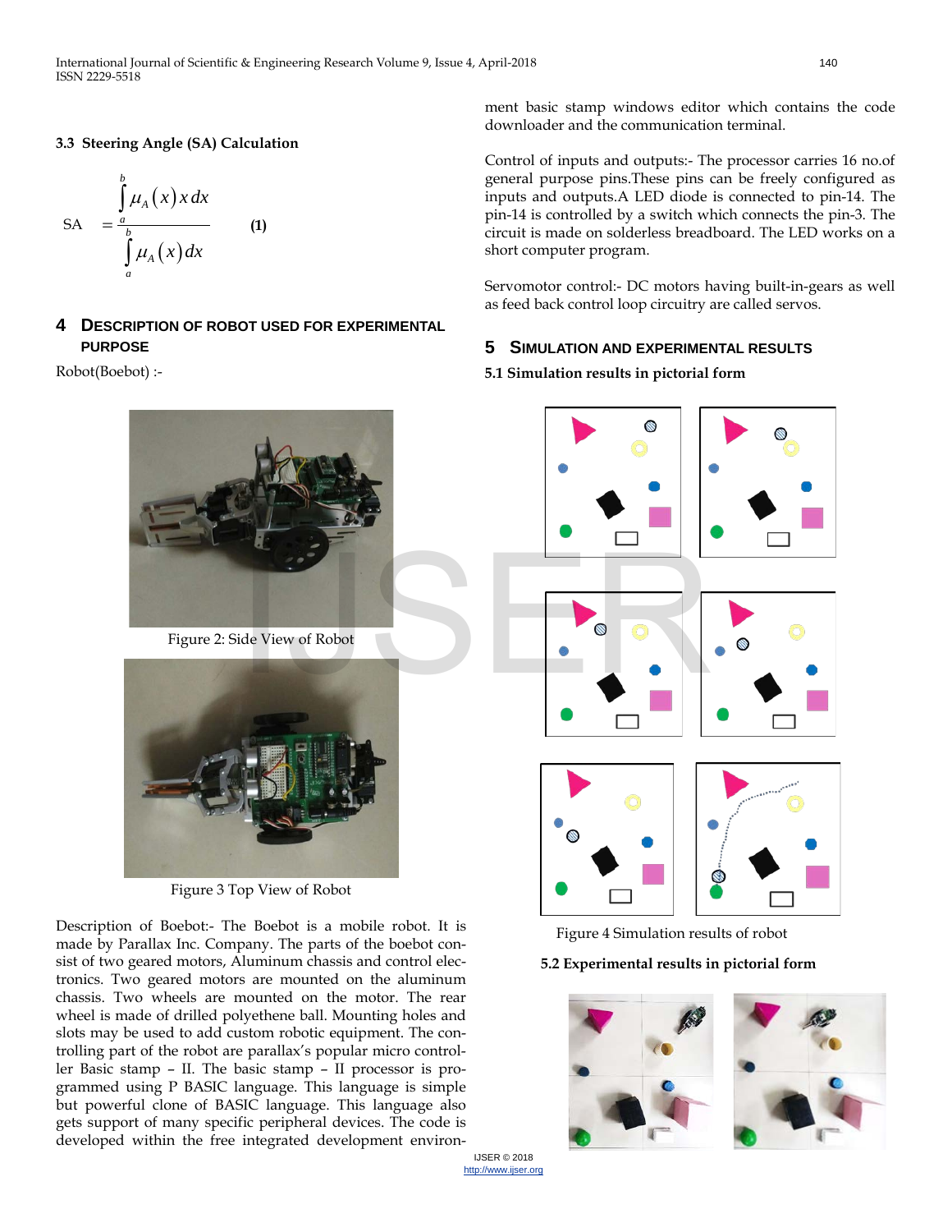### 3.3 Steering Angle (SA) Calculation

$$SA = \frac{\int_a^b \mu_A(x)\,x\,dx}{\int_a^b \mu_A(x)\,dx} \quad \textbf{(1)}$$

## 4 Description of Robot Used for Experimental Purpose

Robot(Boebot) :-

Figure 2: Side View of Robot

Figure 3 Top View of Robot

Description of Boebot:- The Boebot is a mobile robot. It is made by Parallax Inc. Company. The parts of the boebot consist of two geared motors, Aluminum chassis and control electronics. Two geared motors are mounted on the aluminum chassis. Two wheels are mounted on the motor. The rear wheel is made of drilled polyethene ball. Mounting holes and slots may be used to add custom robotic equipment. The controlling part of the robot are parallax's popular micro controller Basic stamp – II. The basic stamp – II processor is programmed using P BASIC language. This language is simple but powerful clone of BASIC language. This language also gets support of many specific peripheral devices. The code is developed within the free integrated development environment basic stamp windows editor which contains the code downloader and the communication terminal.

Control of inputs and outputs:- The processor carries 16 no.of general purpose pins.These pins can be freely configured as inputs and outputs.A LED diode is connected to pin-14. The pin-14 is controlled by a switch which connects the pin-3. The circuit is made on solderless breadboard. The LED works on a short computer program.

Servomotor control:- DC motors having built-in-gears as well as feed back control loop circuitry are called servos.

## 5 Simulation and Experimental Results

### 5.1 Simulation results in pictorial form

Figure 4 Simulation results of robot

### 5.2 Experimental results in pictorial form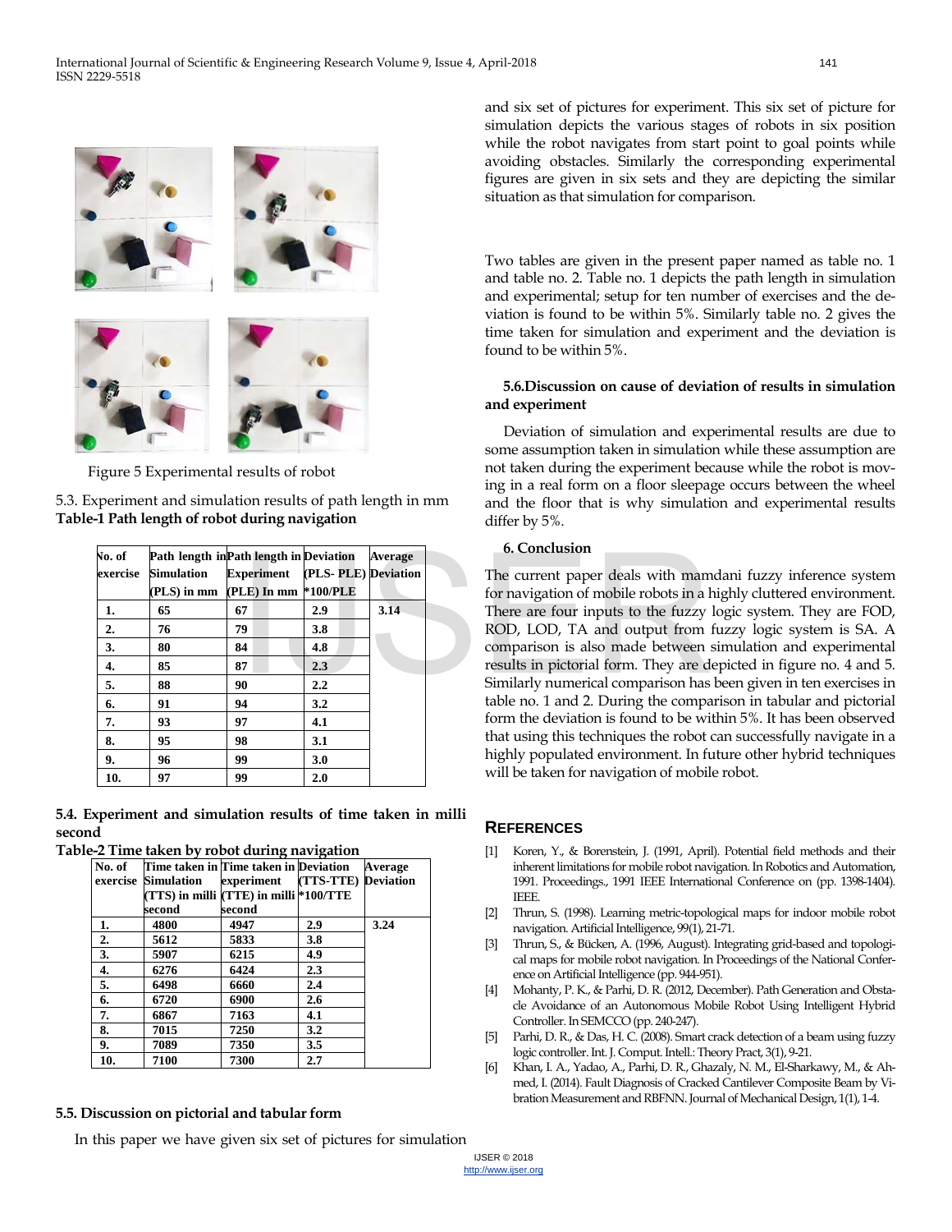Figure 5 Experimental results of robot

5.3. Experiment and simulation results of path length in mm

**Table-1 Path length of robot during navigation**

| No. of exercise | Path length in Simulation (PLS) in mm | Path length in Experiment (PLE) In mm | Deviation (PLS- PLE) *100/PLE | Average Deviation |
|---|---|---|---|---|
| **1.** | **65** | **67** | **2.9** | **3.14** |
| **2.** | **76** | **79** | **3.8** | |
| **3.** | **80** | **84** | **4.8** | |
| **4.** | **85** | **87** | **2.3** | |
| **5.** | **88** | **90** | **2.2** | |
| **6.** | **91** | **94** | **3.2** | |
| **7.** | **93** | **97** | **4.1** | |
| **8.** | **95** | **98** | **3.1** | |
| **9.** | **96** | **99** | **3.0** | |
| **10.** | **97** | **99** | **2.0** | |

**5.4. Experiment and simulation results of time taken in milli second**

**Table-2 Time taken by robot during navigation**

| No. of exercise | Time taken in Simulation (TTS) in milli second | Time taken in experiment (TTE) in milli second | Deviation (TTS-TTE) *100/TTE | Average Deviation |
|---|---|---|---|---|
| **1.** | **4800** | **4947** | **2.9** | **3.24** |
| **2.** | **5612** | **5833** | **3.8** | |
| **3.** | **5907** | **6215** | **4.9** | |
| **4.** | **6276** | **6424** | **2.3** | |
| **5.** | **6498** | **6660** | **2.4** | |
| **6.** | **6720** | **6900** | **2.6** | |
| **7.** | **6867** | **7163** | **4.1** | |
| **8.** | **7015** | **7250** | **3.2** | |
| **9.** | **7089** | **7350** | **3.5** | |
| **10.** | **7100** | **7300** | **2.7** | |

**5.5. Discussion on pictorial and tabular form**

In this paper we have given six set of pictures for simulation and six set of pictures for experiment. This six set of picture for simulation depicts the various stages of robots in six position while the robot navigates from start point to goal points while avoiding obstacles. Similarly the corresponding experimental figures are given in six sets and they are depicting the similar situation as that simulation for comparison.

Two tables are given in the present paper named as table no. 1 and table no. 2. Table no. 1 depicts the path length in simulation and experimental; setup for ten number of exercises and the deviation is found to be within 5%. Similarly table no. 2 gives the time taken for simulation and experiment and the deviation is found to be within 5%.

**5.6.Discussion on cause of deviation of results in simulation and experiment**

Deviation of simulation and experimental results are due to some assumption taken in simulation while these assumption are not taken during the experiment because while the robot is moving in a real form on a floor sleepage occurs between the wheel and the floor that is why simulation and experimental results differ by 5%.

**6. Conclusion**

The current paper deals with mamdani fuzzy inference system for navigation of mobile robots in a highly cluttered environment. There are four inputs to the fuzzy logic system. They are FOD, ROD, LOD, TA and output from fuzzy logic system is SA. A comparison is also made between simulation and experimental results in pictorial form. They are depicted in figure no. 4 and 5. Similarly numerical comparison has been given in ten exercises in table no. 1 and 2. During the comparison in tabular and pictorial form the deviation is found to be within 5%. It has been observed that using this techniques the robot can successfully navigate in a highly populated environment. In future other hybrid techniques will be taken for navigation of mobile robot.

## REFERENCES

[1] Koren, Y., & Borenstein, J. (1991, April). Potential field methods and their inherent limitations for mobile robot navigation. In Robotics and Automation, 1991. Proceedings., 1991 IEEE International Conference on (pp. 1398-1404). IEEE.

[2] Thrun, S. (1998). Learning metric-topological maps for indoor mobile robot navigation. Artificial Intelligence, 99(1), 21-71.

[3] Thrun, S., & Bücken, A. (1996, August). Integrating grid-based and topological maps for mobile robot navigation. In Proceedings of the National Conference on Artificial Intelligence (pp. 944-951).

[4] Mohanty, P. K., & Parhi, D. R. (2012, December). Path Generation and Obstacle Avoidance of an Autonomous Mobile Robot Using Intelligent Hybrid Controller. In SEMCCO (pp. 240-247).

[5] Parhi, D. R., & Das, H. C. (2008). Smart crack detection of a beam using fuzzy logic controller. Int. J. Comput. Intell.: Theory Pract, 3(1), 9-21.

[6] Khan, I. A., Yadao, A., Parhi, D. R., Ghazaly, N. M., El-Sharkawy, M., & Ahmed, I. (2014). Fault Diagnosis of Cracked Cantilever Composite Beam by Vibration Measurement and RBFNN. Journal of Mechanical Design, 1(1), 1-4.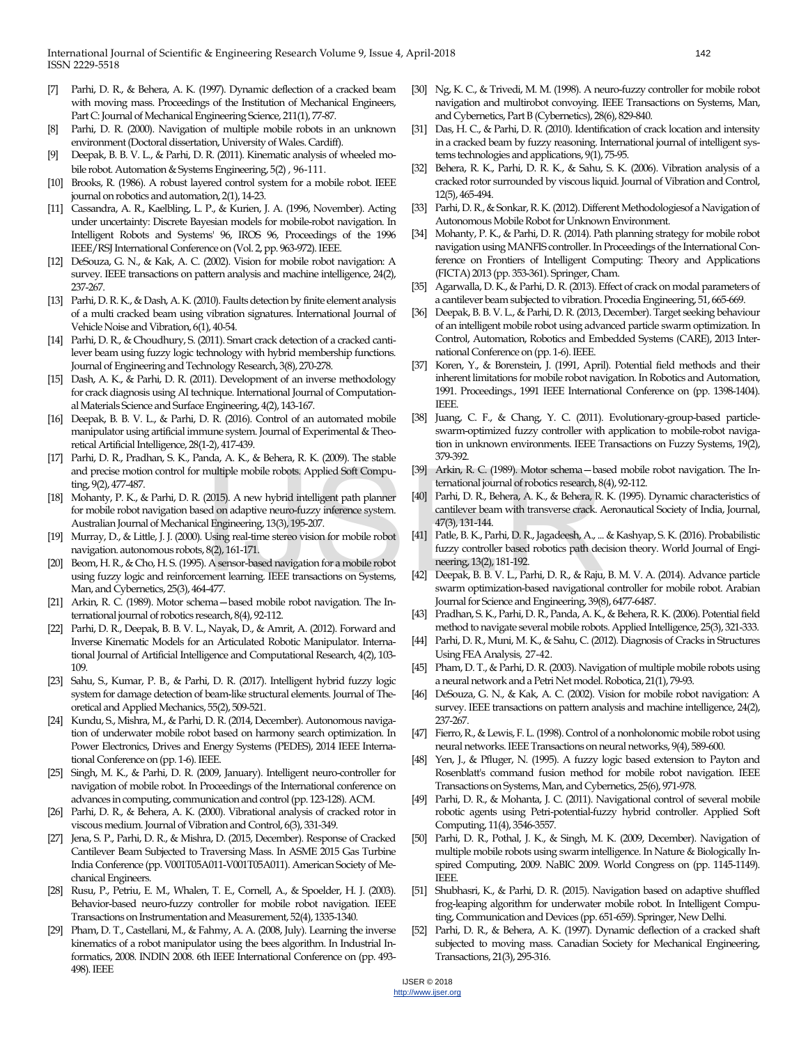[7] Parhi, D. R., & Behera, A. K. (1997). Dynamic deflection of a cracked beam with moving mass. Proceedings of the Institution of Mechanical Engineers, Part C: Journal of Mechanical Engineering Science, 211(1), 77-87.

[8] Parhi, D. R. (2000). Navigation of multiple mobile robots in an unknown environment (Doctoral dissertation, University of Wales. Cardiff).

[9] Deepak, B. B. V. L., & Parhi, D. R. (2011). Kinematic analysis of wheeled mobile robot. Automation & Systems Engineering, 5(2) , 96-111.

[10] Brooks, R. (1986). A robust layered control system for a mobile robot. IEEE journal on robotics and automation, 2(1), 14-23.

[11] Cassandra, A. R., Kaelbling, L. P., & Kurien, J. A. (1996, November). Acting under uncertainty: Discrete Bayesian models for mobile-robot navigation. In Intelligent Robots and Systems' 96, IROS 96, Proceedings of the 1996 IEEE/RSJ International Conference on (Vol. 2, pp. 963-972). IEEE.

[12] DeSouza, G. N., & Kak, A. C. (2002). Vision for mobile robot navigation: A survey. IEEE transactions on pattern analysis and machine intelligence, 24(2), 237-267.

[13] Parhi, D. R. K., & Dash, A. K. (2010). Faults detection by finite element analysis of a multi cracked beam using vibration signatures. International Journal of Vehicle Noise and Vibration, 6(1), 40-54.

[14] Parhi, D. R., & Choudhury, S. (2011). Smart crack detection of a cracked cantilever beam using fuzzy logic technology with hybrid membership functions. Journal of Engineering and Technology Research, 3(8), 270-278.

[15] Dash, A. K., & Parhi, D. R. (2011). Development of an inverse methodology for crack diagnosis using AI technique. International Journal of Computational Materials Science and Surface Engineering, 4(2), 143-167.

[16] Deepak, B. B. V. L., & Parhi, D. R. (2016). Control of an automated mobile manipulator using artificial immune system. Journal of Experimental & Theoretical Artificial Intelligence, 28(1-2), 417-439.

[17] Parhi, D. R., Pradhan, S. K., Panda, A. K., & Behera, R. K. (2009). The stable and precise motion control for multiple mobile robots. Applied Soft Computing, 9(2), 477-487.

[18] Mohanty, P. K., & Parhi, D. R. (2015). A new hybrid intelligent path planner for mobile robot navigation based on adaptive neuro-fuzzy inference system. Australian Journal of Mechanical Engineering, 13(3), 195-207.

[19] Murray, D., & Little, J. J. (2000). Using real-time stereo vision for mobile robot navigation. autonomous robots, 8(2), 161-171.

[20] Beom, H. R., & Cho, H. S. (1995). A sensor-based navigation for a mobile robot using fuzzy logic and reinforcement learning. IEEE transactions on Systems, Man, and Cybernetics, 25(3), 464-477.

[21] Arkin, R. C. (1989). Motor schema—based mobile robot navigation. The International journal of robotics research, 8(4), 92-112.

[22] Parhi, D. R., Deepak, B. B. V. L., Nayak, D., & Amrit, A. (2012). Forward and Inverse Kinematic Models for an Articulated Robotic Manipulator. International Journal of Artificial Intelligence and Computational Research, 4(2), 103-109.

[23] Sahu, S., Kumar, P. B., & Parhi, D. R. (2017). Intelligent hybrid fuzzy logic system for damage detection of beam-like structural elements. Journal of Theoretical and Applied Mechanics, 55(2), 509-521.

[24] Kundu, S., Mishra, M., & Parhi, D. R. (2014, December). Autonomous navigation of underwater mobile robot based on harmony search optimization. In Power Electronics, Drives and Energy Systems (PEDES), 2014 IEEE International Conference on (pp. 1-6). IEEE.

[25] Singh, M. K., & Parhi, D. R. (2009, January). Intelligent neuro-controller for navigation of mobile robot. In Proceedings of the International conference on advances in computing, communication and control (pp. 123-128). ACM.

[26] Parhi, D. R., & Behera, A. K. (2000). Vibrational analysis of cracked rotor in viscous medium. Journal of Vibration and Control, 6(3), 331-349.

[27] Jena, S. P., Parhi, D. R., & Mishra, D. (2015, December). Response of Cracked Cantilever Beam Subjected to Traversing Mass. In ASME 2015 Gas Turbine India Conference (pp. V001T05A011-V001T05A011). American Society of Mechanical Engineers.

[28] Rusu, P., Petriu, E. M., Whalen, T. E., Cornell, A., & Spoelder, H. J. (2003). Behavior-based neuro-fuzzy controller for mobile robot navigation. IEEE Transactions on Instrumentation and Measurement, 52(4), 1335-1340.

[29] Pham, D. T., Castellani, M., & Fahmy, A. A. (2008, July). Learning the inverse kinematics of a robot manipulator using the bees algorithm. In Industrial Informatics, 2008. INDIN 2008. 6th IEEE International Conference on (pp. 493-498). IEEE

[30] Ng, K. C., & Trivedi, M. M. (1998). A neuro-fuzzy controller for mobile robot navigation and multirobot convoying. IEEE Transactions on Systems, Man, and Cybernetics, Part B (Cybernetics), 28(6), 829-840.

[31] Das, H. C., & Parhi, D. R. (2010). Identification of crack location and intensity in a cracked beam by fuzzy reasoning. International journal of intelligent systems technologies and applications, 9(1), 75-95.

[32] Behera, R. K., Parhi, D. R. K., & Sahu, S. K. (2006). Vibration analysis of a cracked rotor surrounded by viscous liquid. Journal of Vibration and Control, 12(5), 465-494.

[33] Parhi, D. R., & Sonkar, R. K. (2012). Different Methodologiesof a Navigation of Autonomous Mobile Robot for Unknown Environment.

[34] Mohanty, P. K., & Parhi, D. R. (2014). Path planning strategy for mobile robot navigation using MANFIS controller. In Proceedings of the International Conference on Frontiers of Intelligent Computing: Theory and Applications (FICTA) 2013 (pp. 353-361). Springer, Cham.

[35] Agarwalla, D. K., & Parhi, D. R. (2013). Effect of crack on modal parameters of a cantilever beam subjected to vibration. Procedia Engineering, 51, 665-669.

[36] Deepak, B. B. V. L., & Parhi, D. R. (2013, December). Target seeking behaviour of an intelligent mobile robot using advanced particle swarm optimization. In Control, Automation, Robotics and Embedded Systems (CARE), 2013 International Conference on (pp. 1-6). IEEE.

[37] Koren, Y., & Borenstein, J. (1991, April). Potential field methods and their inherent limitations for mobile robot navigation. In Robotics and Automation, 1991. Proceedings., 1991 IEEE International Conference on (pp. 1398-1404). IEEE.

[38] Juang, C. F., & Chang, Y. C. (2011). Evolutionary-group-based particle-swarm-optimized fuzzy controller with application to mobile-robot navigation in unknown environments. IEEE Transactions on Fuzzy Systems, 19(2), 379-392.

[39] Arkin, R. C. (1989). Motor schema—based mobile robot navigation. The International journal of robotics research, 8(4), 92-112.

[40] Parhi, D. R., Behera, A. K., & Behera, R. K. (1995). Dynamic characteristics of cantilever beam with transverse crack. Aeronautical Society of India, Journal, 47(3), 131-144.

[41] Patle, B. K., Parhi, D. R., Jagadeesh, A., ... & Kashyap, S. K. (2016). Probabilistic fuzzy controller based robotics path decision theory. World Journal of Engineering, 13(2), 181-192.

[42] Deepak, B. B. V. L., Parhi, D. R., & Raju, B. M. V. A. (2014). Advance particle swarm optimization-based navigational controller for mobile robot. Arabian Journal for Science and Engineering, 39(8), 6477-6487.

[43] Pradhan, S. K., Parhi, D. R., Panda, A. K., & Behera, R. K. (2006). Potential field method to navigate several mobile robots. Applied Intelligence, 25(3), 321-333.

[44] Parhi, D. R., Muni, M. K., & Sahu, C. (2012). Diagnosis of Cracks in Structures Using FEA Analysis, 27-42.

[45] Pham, D. T., & Parhi, D. R. (2003). Navigation of multiple mobile robots using a neural network and a Petri Net model. Robotica, 21(1), 79-93.

[46] DeSouza, G. N., & Kak, A. C. (2002). Vision for mobile robot navigation: A survey. IEEE transactions on pattern analysis and machine intelligence, 24(2), 237-267.

[47] Fierro, R., & Lewis, F. L. (1998). Control of a nonholonomic mobile robot using neural networks. IEEE Transactions on neural networks, 9(4), 589-600.

[48] Yen, J., & Pfluger, N. (1995). A fuzzy logic based extension to Payton and Rosenblatt's command fusion method for mobile robot navigation. IEEE Transactions on Systems, Man, and Cybernetics, 25(6), 971-978.

[49] Parhi, D. R., & Mohanta, J. C. (2011). Navigational control of several mobile robotic agents using Petri-potential-fuzzy hybrid controller. Applied Soft Computing, 11(4), 3546-3557.

[50] Parhi, D. R., Pothal, J. K., & Singh, M. K. (2009, December). Navigation of multiple mobile robots using swarm intelligence. In Nature & Biologically Inspired Computing, 2009. NaBIC 2009. World Congress on (pp. 1145-1149). IEEE.

[51] Shubhasri, K., & Parhi, D. R. (2015). Navigation based on adaptive shuffled frog-leaping algorithm for underwater mobile robot. In Intelligent Computing, Communication and Devices (pp. 651-659). Springer, New Delhi.

[52] Parhi, D. R., & Behera, A. K. (1997). Dynamic deflection of a cracked shaft subjected to moving mass. Canadian Society for Mechanical Engineering, Transactions, 21(3), 295-316.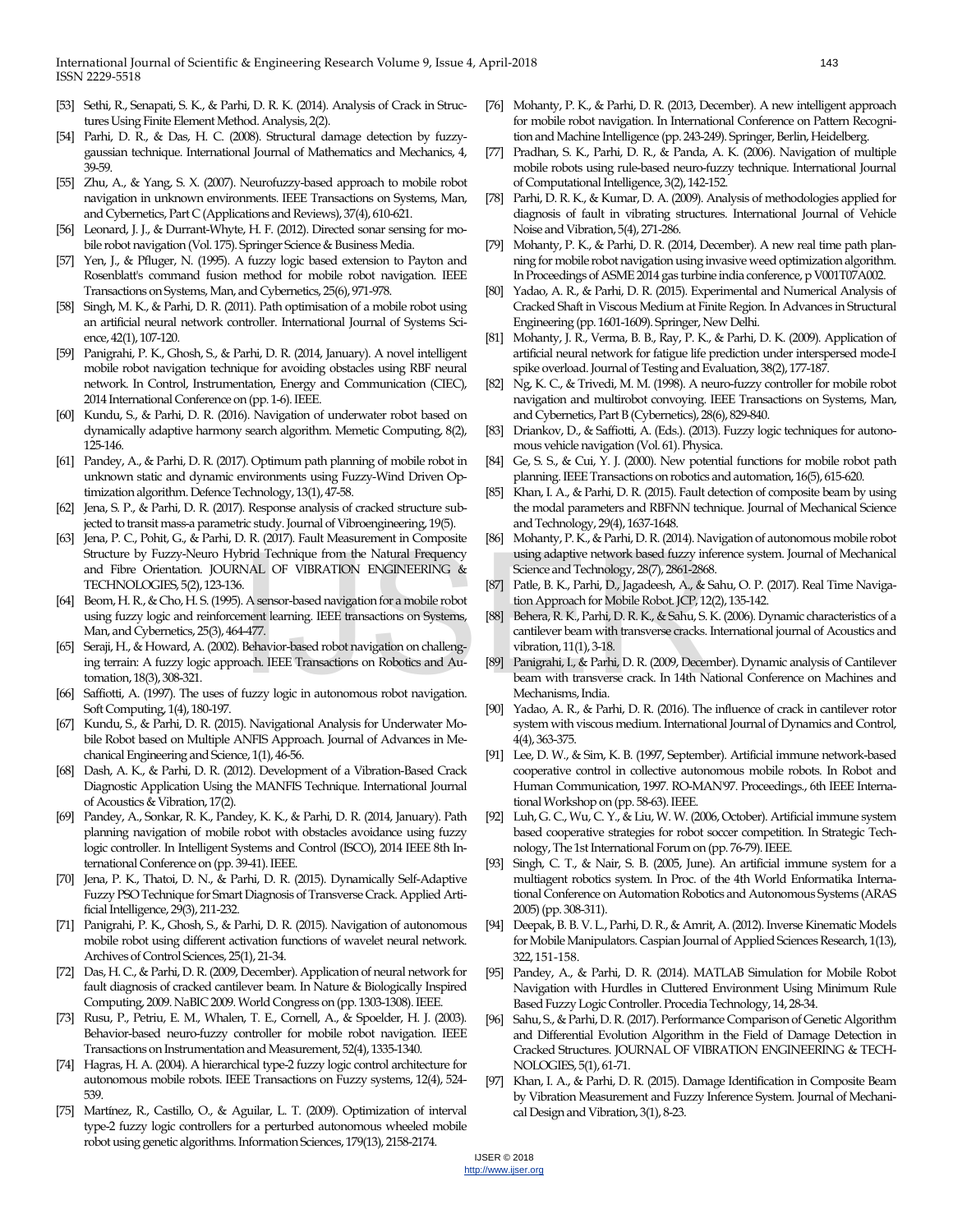[53] Sethi, R., Senapati, S. K., & Parhi, D. R. K. (2014). Analysis of Crack in Structures Using Finite Element Method. Analysis, 2(2).

[54] Parhi, D. R., & Das, H. C. (2008). Structural damage detection by fuzzy-gaussian technique. International Journal of Mathematics and Mechanics, 4, 39-59.

[55] Zhu, A., & Yang, S. X. (2007). Neurofuzzy-based approach to mobile robot navigation in unknown environments. IEEE Transactions on Systems, Man, and Cybernetics, Part C (Applications and Reviews), 37(4), 610-621.

[56] Leonard, J. J., & Durrant-Whyte, H. F. (2012). Directed sonar sensing for mobile robot navigation (Vol. 175). Springer Science & Business Media.

[57] Yen, J., & Pfluger, N. (1995). A fuzzy logic based extension to Payton and Rosenblatt's command fusion method for mobile robot navigation. IEEE Transactions on Systems, Man, and Cybernetics, 25(6), 971-978.

[58] Singh, M. K., & Parhi, D. R. (2011). Path optimisation of a mobile robot using an artificial neural network controller. International Journal of Systems Science, 42(1), 107-120.

[59] Panigrahi, P. K., Ghosh, S., & Parhi, D. R. (2014, January). A novel intelligent mobile robot navigation technique for avoiding obstacles using RBF neural network. In Control, Instrumentation, Energy and Communication (CIEC), 2014 International Conference on (pp. 1-6). IEEE.

[60] Kundu, S., & Parhi, D. R. (2016). Navigation of underwater robot based on dynamically adaptive harmony search algorithm. Memetic Computing, 8(2), 125-146.

[61] Pandey, A., & Parhi, D. R. (2017). Optimum path planning of mobile robot in unknown static and dynamic environments using Fuzzy-Wind Driven Optimization algorithm. Defence Technology, 13(1), 47-58.

[62] Jena, S. P., & Parhi, D. R. (2017). Response analysis of cracked structure subjected to transit mass-a parametric study. Journal of Vibroengineering, 19(5).

[63] Jena, P. C., Pohit, G., & Parhi, D. R. (2017). Fault Measurement in Composite Structure by Fuzzy-Neuro Hybrid Technique from the Natural Frequency and Fibre Orientation. JOURNAL OF VIBRATION ENGINEERING & TECHNOLOGIES, 5(2), 123-136.

[64] Beom, H. R., & Cho, H. S. (1995). A sensor-based navigation for a mobile robot using fuzzy logic and reinforcement learning. IEEE transactions on Systems, Man, and Cybernetics, 25(3), 464-477.

[65] Seraji, H., & Howard, A. (2002). Behavior-based robot navigation on challenging terrain: A fuzzy logic approach. IEEE Transactions on Robotics and Automation, 18(3), 308-321.

[66] Saffiotti, A. (1997). The uses of fuzzy logic in autonomous robot navigation. Soft Computing, 1(4), 180-197.

[67] Kundu, S., & Parhi, D. R. (2015). Navigational Analysis for Underwater Mobile Robot based on Multiple ANFIS Approach. Journal of Advances in Mechanical Engineering and Science, 1(1), 46-56.

[68] Dash, A. K., & Parhi, D. R. (2012). Development of a Vibration-Based Crack Diagnostic Application Using the MANFIS Technique. International Journal of Acoustics & Vibration, 17(2).

[69] Pandey, A., Sonkar, R. K., Pandey, K. K., & Parhi, D. R. (2014, January). Path planning navigation of mobile robot with obstacles avoidance using fuzzy logic controller. In Intelligent Systems and Control (ISCO), 2014 IEEE 8th International Conference on (pp. 39-41). IEEE.

[70] Jena, P. K., Thatoi, D. N., & Parhi, D. R. (2015). Dynamically Self-Adaptive Fuzzy PSO Technique for Smart Diagnosis of Transverse Crack. Applied Artificial Intelligence, 29(3), 211-232.

[71] Panigrahi, P. K., Ghosh, S., & Parhi, D. R. (2015). Navigation of autonomous mobile robot using different activation functions of wavelet neural network. Archives of Control Sciences, 25(1), 21-34.

[72] Das, H. C., & Parhi, D. R. (2009, December). Application of neural network for fault diagnosis of cracked cantilever beam. In Nature & Biologically Inspired Computing, 2009. NaBIC 2009. World Congress on (pp. 1303-1308). IEEE.

[73] Rusu, P., Petriu, E. M., Whalen, T. E., Cornell, A., & Spoelder, H. J. (2003). Behavior-based neuro-fuzzy controller for mobile robot navigation. IEEE Transactions on Instrumentation and Measurement, 52(4), 1335-1340.

[74] Hagras, H. A. (2004). A hierarchical type-2 fuzzy logic control architecture for autonomous mobile robots. IEEE Transactions on Fuzzy systems, 12(4), 524-539.

[75] Martínez, R., Castillo, O., & Aguilar, L. T. (2009). Optimization of interval type-2 fuzzy logic controllers for a perturbed autonomous wheeled mobile robot using genetic algorithms. Information Sciences, 179(13), 2158-2174.

[76] Mohanty, P. K., & Parhi, D. R. (2013, December). A new intelligent approach for mobile robot navigation. In International Conference on Pattern Recognition and Machine Intelligence (pp. 243-249). Springer, Berlin, Heidelberg.

[77] Pradhan, S. K., Parhi, D. R., & Panda, A. K. (2006). Navigation of multiple mobile robots using rule-based neuro-fuzzy technique. International Journal of Computational Intelligence, 3(2), 142-152.

[78] Parhi, D. R. K., & Kumar, D. A. (2009). Analysis of methodologies applied for diagnosis of fault in vibrating structures. International Journal of Vehicle Noise and Vibration, 5(4), 271-286.

[79] Mohanty, P. K., & Parhi, D. R. (2014, December). A new real time path planning for mobile robot navigation using invasive weed optimization algorithm. In Proceedings of ASME 2014 gas turbine india conference, p V001T07A002.

[80] Yadao, A. R., & Parhi, D. R. (2015). Experimental and Numerical Analysis of Cracked Shaft in Viscous Medium at Finite Region. In Advances in Structural Engineering (pp. 1601-1609). Springer, New Delhi.

[81] Mohanty, J. R., Verma, B. B., Ray, P. K., & Parhi, D. K. (2009). Application of artificial neural network for fatigue life prediction under interspersed mode-I spike overload. Journal of Testing and Evaluation, 38(2), 177-187.

[82] Ng, K. C., & Trivedi, M. M. (1998). A neuro-fuzzy controller for mobile robot navigation and multirobot convoying. IEEE Transactions on Systems, Man, and Cybernetics, Part B (Cybernetics), 28(6), 829-840.

[83] Driankov, D., & Saffiotti, A. (Eds.). (2013). Fuzzy logic techniques for autonomous vehicle navigation (Vol. 61). Physica.

[84] Ge, S. S., & Cui, Y. J. (2000). New potential functions for mobile robot path planning. IEEE Transactions on robotics and automation, 16(5), 615-620.

[85] Khan, I. A., & Parhi, D. R. (2015). Fault detection of composite beam by using the modal parameters and RBFNN technique. Journal of Mechanical Science and Technology, 29(4), 1637-1648.

[86] Mohanty, P. K., & Parhi, D. R. (2014). Navigation of autonomous mobile robot using adaptive network based fuzzy inference system. Journal of Mechanical Science and Technology, 28(7), 2861-2868.

[87] Patle, B. K., Parhi, D., Jagadeesh, A., & Sahu, O. P. (2017). Real Time Navigation Approach for Mobile Robot. JCP, 12(2), 135-142.

[88] Behera, R. K., Parhi, D. R. K., & Sahu, S. K. (2006). Dynamic characteristics of a cantilever beam with transverse cracks. International journal of Acoustics and vibration, 11(1), 3-18.

[89] Panigrahi, I., & Parhi, D. R. (2009, December). Dynamic analysis of Cantilever beam with transverse crack. In 14th National Conference on Machines and Mechanisms, India.

[90] Yadao, A. R., & Parhi, D. R. (2016). The influence of crack in cantilever rotor system with viscous medium. International Journal of Dynamics and Control, 4(4), 363-375.

[91] Lee, D. W., & Sim, K. B. (1997, September). Artificial immune network-based cooperative control in collective autonomous mobile robots. In Robot and Human Communication, 1997. RO-MAN'97. Proceedings., 6th IEEE International Workshop on (pp. 58-63). IEEE.

[92] Luh, G. C., Wu, C. Y., & Liu, W. W. (2006, October). Artificial immune system based cooperative strategies for robot soccer competition. In Strategic Technology, The 1st International Forum on (pp. 76-79). IEEE.

[93] Singh, C. T., & Nair, S. B. (2005, June). An artificial immune system for a multiagent robotics system. In Proc. of the 4th World Enformatika International Conference on Automation Robotics and Autonomous Systems (ARAS 2005) (pp. 308-311).

[94] Deepak, B. B. V. L., Parhi, D. R., & Amrit, A. (2012). Inverse Kinematic Models for Mobile Manipulators. Caspian Journal of Applied Sciences Research, 1(13), 322, 151-158.

[95] Pandey, A., & Parhi, D. R. (2014). MATLAB Simulation for Mobile Robot Navigation with Hurdles in Cluttered Environment Using Minimum Rule Based Fuzzy Logic Controller. Procedia Technology, 14, 28-34.

[96] Sahu, S., & Parhi, D. R. (2017). Performance Comparison of Genetic Algorithm and Differential Evolution Algorithm in the Field of Damage Detection in Cracked Structures. JOURNAL OF VIBRATION ENGINEERING & TECHNOLOGIES, 5(1), 61-71.

[97] Khan, I. A., & Parhi, D. R. (2015). Damage Identification in Composite Beam by Vibration Measurement and Fuzzy Inference System. Journal of Mechanical Design and Vibration, 3(1), 8-23.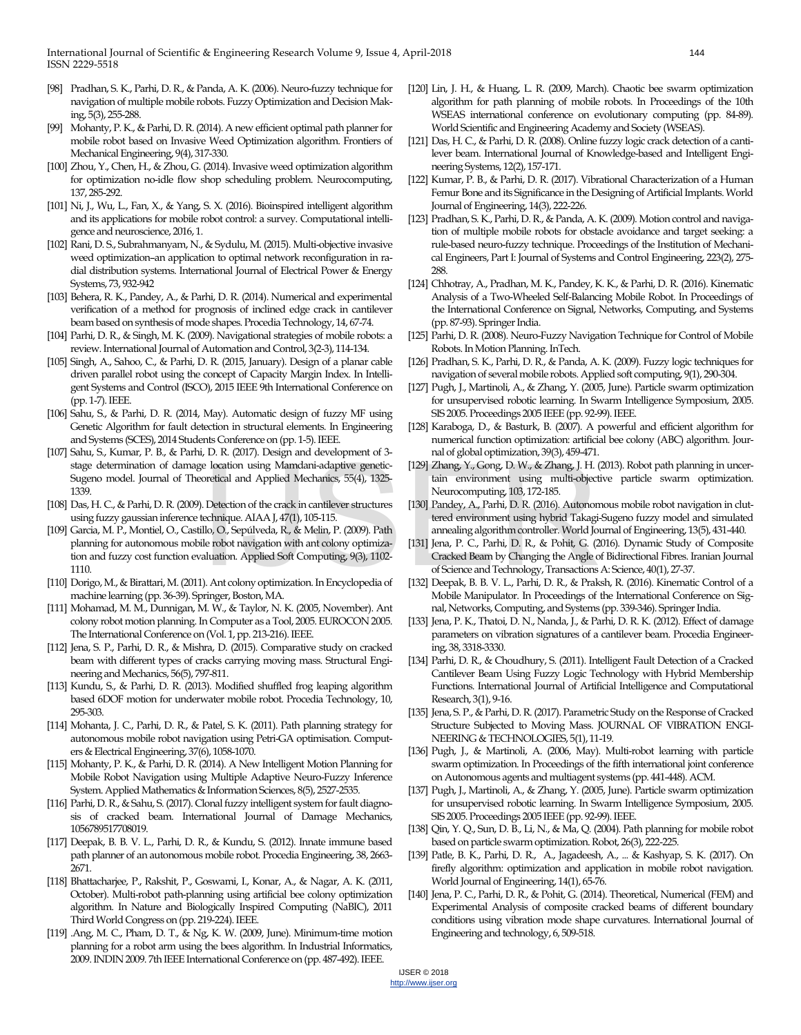[98] Pradhan, S. K., Parhi, D. R., & Panda, A. K. (2006). Neuro-fuzzy technique for navigation of multiple mobile robots. Fuzzy Optimization and Decision Making, 5(3), 255-288.

[99] Mohanty, P. K., & Parhi, D. R. (2014). A new efficient optimal path planner for mobile robot based on Invasive Weed Optimization algorithm. Frontiers of Mechanical Engineering, 9(4), 317-330.

[100] Zhou, Y., Chen, H., & Zhou, G. (2014). Invasive weed optimization algorithm for optimization no-idle flow shop scheduling problem. Neurocomputing, 137, 285-292.

[101] Ni, J., Wu, L., Fan, X., & Yang, S. X. (2016). Bioinspired intelligent algorithm and its applications for mobile robot control: a survey. Computational intelligence and neuroscience, 2016, 1.

[102] Rani, D. S., Subrahmanyam, N., & Sydulu, M. (2015). Multi-objective invasive weed optimization–an application to optimal network reconfiguration in radial distribution systems. International Journal of Electrical Power & Energy Systems, 73, 932-942

[103] Behera, R. K., Pandey, A., & Parhi, D. R. (2014). Numerical and experimental verification of a method for prognosis of inclined edge crack in cantilever beam based on synthesis of mode shapes. Procedia Technology, 14, 67-74.

[104] Parhi, D. R., & Singh, M. K. (2009). Navigational strategies of mobile robots: a review. International Journal of Automation and Control, 3(2-3), 114-134.

[105] Singh, A., Sahoo, C., & Parhi, D. R. (2015, January). Design of a planar cable driven parallel robot using the concept of Capacity Margin Index. In Intelligent Systems and Control (ISCO), 2015 IEEE 9th International Conference on (pp. 1-7). IEEE.

[106] Sahu, S., & Parhi, D. R. (2014, May). Automatic design of fuzzy MF using Genetic Algorithm for fault detection in structural elements. In Engineering and Systems (SCES), 2014 Students Conference on (pp. 1-5). IEEE.

[107] Sahu, S., Kumar, P. B., & Parhi, D. R. (2017). Design and development of 3-stage determination of damage location using Mamdani-adaptive genetic-Sugeno model. Journal of Theoretical and Applied Mechanics, 55(4), 1325-1339.

[108] Das, H. C., & Parhi, D. R. (2009). Detection of the crack in cantilever structures using fuzzy gaussian inference technique. AIAA J, 47(1), 105-115.

[109] Garcia, M. P., Montiel, O., Castillo, O., Sepúlveda, R., & Melin, P. (2009). Path planning for autonomous mobile robot navigation with ant colony optimization and fuzzy cost function evaluation. Applied Soft Computing, 9(3), 1102-1110.

[110] Dorigo, M., & Birattari, M. (2011). Ant colony optimization. In Encyclopedia of machine learning (pp. 36-39). Springer, Boston, MA.

[111] Mohamad, M. M., Dunnigan, M. W., & Taylor, N. K. (2005, November). Ant colony robot motion planning. In Computer as a Tool, 2005. EUROCON 2005. The International Conference on (Vol. 1, pp. 213-216). IEEE.

[112] Jena, S. P., Parhi, D. R., & Mishra, D. (2015). Comparative study on cracked beam with different types of cracks carrying moving mass. Structural Engineering and Mechanics, 56(5), 797-811.

[113] Kundu, S., & Parhi, D. R. (2013). Modified shuffled frog leaping algorithm based 6DOF motion for underwater mobile robot. Procedia Technology, 10, 295-303.

[114] Mohanta, J. C., Parhi, D. R., & Patel, S. K. (2011). Path planning strategy for autonomous mobile robot navigation using Petri-GA optimisation. Computers & Electrical Engineering, 37(6), 1058-1070.

[115] Mohanty, P. K., & Parhi, D. R. (2014). A New Intelligent Motion Planning for Mobile Robot Navigation using Multiple Adaptive Neuro-Fuzzy Inference System. Applied Mathematics & Information Sciences, 8(5), 2527-2535.

[116] Parhi, D. R., & Sahu, S. (2017). Clonal fuzzy intelligent system for fault diagnosis of cracked beam. International Journal of Damage Mechanics, 1056789517708019.

[117] Deepak, B. B. V. L., Parhi, D. R., & Kundu, S. (2012). Innate immune based path planner of an autonomous mobile robot. Procedia Engineering, 38, 2663-2671.

[118] Bhattacharjee, P., Rakshit, P., Goswami, I., Konar, A., & Nagar, A. K. (2011, October). Multi-robot path-planning using artificial bee colony optimization algorithm. In Nature and Biologically Inspired Computing (NaBIC), 2011 Third World Congress on (pp. 219-224). IEEE.

[119] .Ang, M. C., Pham, D. T., & Ng, K. W. (2009, June). Minimum-time motion planning for a robot arm using the bees algorithm. In Industrial Informatics, 2009. INDIN 2009. 7th IEEE International Conference on (pp. 487-492). IEEE.

[120] Lin, J. H., & Huang, L. R. (2009, March). Chaotic bee swarm optimization algorithm for path planning of mobile robots. In Proceedings of the 10th WSEAS international conference on evolutionary computing (pp. 84-89). World Scientific and Engineering Academy and Society (WSEAS).

[121] Das, H. C., & Parhi, D. R. (2008). Online fuzzy logic crack detection of a cantilever beam. International Journal of Knowledge-based and Intelligent Engineering Systems, 12(2), 157-171.

[122] Kumar, P. B., & Parhi, D. R. (2017). Vibrational Characterization of a Human Femur Bone and its Significance in the Designing of Artificial Implants. World Journal of Engineering, 14(3), 222-226.

[123] Pradhan, S. K., Parhi, D. R., & Panda, A. K. (2009). Motion control and navigation of multiple mobile robots for obstacle avoidance and target seeking: a rule-based neuro-fuzzy technique. Proceedings of the Institution of Mechanical Engineers, Part I: Journal of Systems and Control Engineering, 223(2), 275-288.

[124] Chhotray, A., Pradhan, M. K., Pandey, K. K., & Parhi, D. R. (2016). Kinematic Analysis of a Two-Wheeled Self-Balancing Mobile Robot. In Proceedings of the International Conference on Signal, Networks, Computing, and Systems (pp. 87-93). Springer India.

[125] Parhi, D. R. (2008). Neuro-Fuzzy Navigation Technique for Control of Mobile Robots. In Motion Planning. InTech.

[126] Pradhan, S. K., Parhi, D. R., & Panda, A. K. (2009). Fuzzy logic techniques for navigation of several mobile robots. Applied soft computing, 9(1), 290-304.

[127] Pugh, J., Martinoli, A., & Zhang, Y. (2005, June). Particle swarm optimization for unsupervised robotic learning. In Swarm Intelligence Symposium, 2005. SIS 2005. Proceedings 2005 IEEE (pp. 92-99). IEEE.

[128] Karaboga, D., & Basturk, B. (2007). A powerful and efficient algorithm for numerical function optimization: artificial bee colony (ABC) algorithm. Journal of global optimization, 39(3), 459-471.

[129] Zhang, Y., Gong, D. W., & Zhang, J. H. (2013). Robot path planning in uncertain environment using multi-objective particle swarm optimization. Neurocomputing, 103, 172-185.

[130] Pandey, A., Parhi, D. R. (2016). Autonomous mobile robot navigation in cluttered environment using hybrid Takagi-Sugeno fuzzy model and simulated annealing algorithm controller. World Journal of Engineering, 13(5), 431-440.

[131] Jena, P. C., Parhi, D. R., & Pohit, G. (2016). Dynamic Study of Composite Cracked Beam by Changing the Angle of Bidirectional Fibres. Iranian Journal of Science and Technology, Transactions A: Science, 40(1), 27-37.

[132] Deepak, B. B. V. L., Parhi, D. R., & Praksh, R. (2016). Kinematic Control of a Mobile Manipulator. In Proceedings of the International Conference on Signal, Networks, Computing, and Systems (pp. 339-346). Springer India.

[133] Jena, P. K., Thatoi, D. N., Nanda, J., & Parhi, D. R. K. (2012). Effect of damage parameters on vibration signatures of a cantilever beam. Procedia Engineering, 38, 3318-3330.

[134] Parhi, D. R., & Choudhury, S. (2011). Intelligent Fault Detection of a Cracked Cantilever Beam Using Fuzzy Logic Technology with Hybrid Membership Functions. International Journal of Artificial Intelligence and Computational Research, 3(1), 9-16.

[135] Jena, S. P., & Parhi, D. R. (2017). Parametric Study on the Response of Cracked Structure Subjected to Moving Mass. JOURNAL OF VIBRATION ENGINEERING & TECHNOLOGIES, 5(1), 11-19.

[136] Pugh, J., & Martinoli, A. (2006, May). Multi-robot learning with particle swarm optimization. In Proceedings of the fifth international joint conference on Autonomous agents and multiagent systems (pp. 441-448). ACM.

[137] Pugh, J., Martinoli, A., & Zhang, Y. (2005, June). Particle swarm optimization for unsupervised robotic learning. In Swarm Intelligence Symposium, 2005. SIS 2005. Proceedings 2005 IEEE (pp. 92-99). IEEE.

[138] Qin, Y. Q., Sun, D. B., Li, N., & Ma, Q. (2004). Path planning for mobile robot based on particle swarm optimization. Robot, 26(3), 222-225.

[139] Patle, B. K., Parhi, D. R., A., Jagadeesh, A., ... & Kashyap, S. K. (2017). On firefly algorithm: optimization and application in mobile robot navigation. World Journal of Engineering, 14(1), 65-76.

[140] Jena, P. C., Parhi, D. R., & Pohit, G. (2014). Theoretical, Numerical (FEM) and Experimental Analysis of composite cracked beams of different boundary conditions using vibration mode shape curvatures. International Journal of Engineering and technology, 6, 509-518.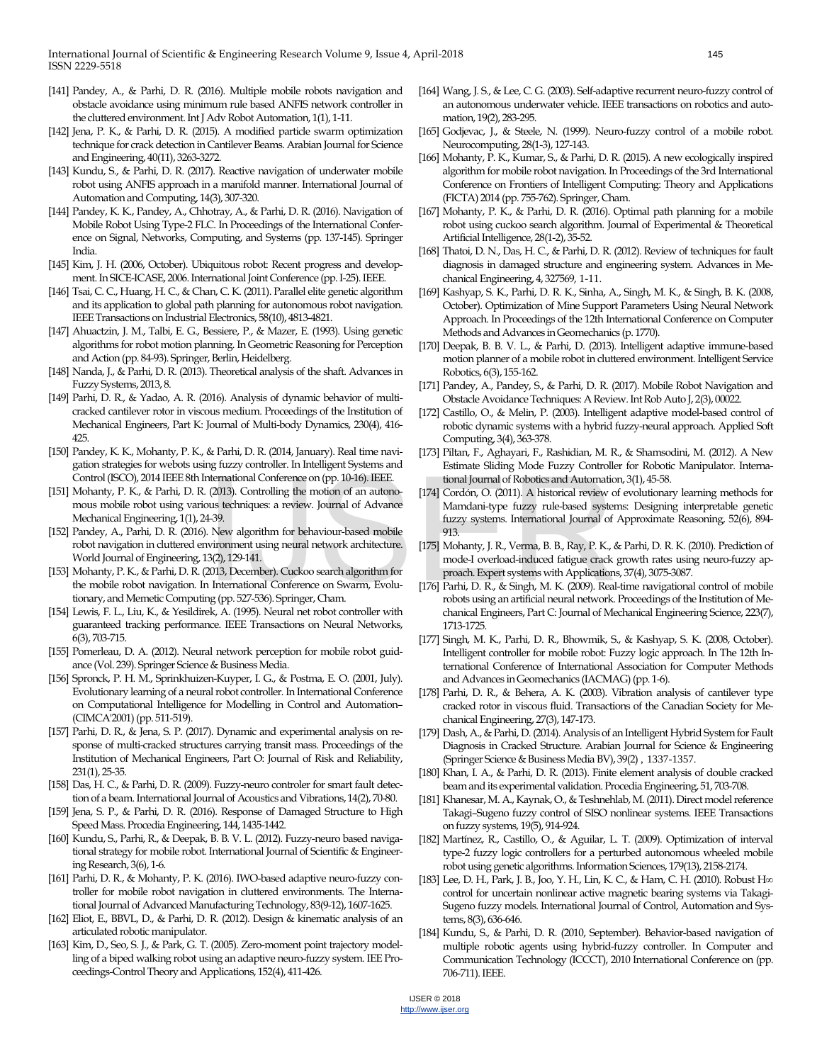[141] Pandey, A., & Parhi, D. R. (2016). Multiple mobile robots navigation and obstacle avoidance using minimum rule based ANFIS network controller in the cluttered environment. Int J Adv Robot Automation, 1(1), 1-11.

[142] Jena, P. K., & Parhi, D. R. (2015). A modified particle swarm optimization technique for crack detection in Cantilever Beams. Arabian Journal for Science and Engineering, 40(11), 3263-3272.

[143] Kundu, S., & Parhi, D. R. (2017). Reactive navigation of underwater mobile robot using ANFIS approach in a manifold manner. International Journal of Automation and Computing, 14(3), 307-320.

[144] Pandey, K. K., Pandey, A., Chhotray, A., & Parhi, D. R. (2016). Navigation of Mobile Robot Using Type-2 FLC. In Proceedings of the International Conference on Signal, Networks, Computing, and Systems (pp. 137-145). Springer India.

[145] Kim, J. H. (2006, October). Ubiquitous robot: Recent progress and development. In SICE-ICASE, 2006. International Joint Conference (pp. I-25). IEEE.

[146] Tsai, C. C., Huang, H. C., & Chan, C. K. (2011). Parallel elite genetic algorithm and its application to global path planning for autonomous robot navigation. IEEE Transactions on Industrial Electronics, 58(10), 4813-4821.

[147] Ahuactzin, J. M., Talbi, E. G., Bessiere, P., & Mazer, E. (1993). Using genetic algorithms for robot motion planning. In Geometric Reasoning for Perception and Action (pp. 84-93). Springer, Berlin, Heidelberg.

[148] Nanda, J., & Parhi, D. R. (2013). Theoretical analysis of the shaft. Advances in Fuzzy Systems, 2013, 8.

[149] Parhi, D. R., & Yadao, A. R. (2016). Analysis of dynamic behavior of multi-cracked cantilever rotor in viscous medium. Proceedings of the Institution of Mechanical Engineers, Part K: Journal of Multi-body Dynamics, 230(4), 416-425.

[150] Pandey, K. K., Mohanty, P. K., & Parhi, D. R. (2014, January). Real time navigation strategies for webots using fuzzy controller. In Intelligent Systems and Control (ISCO), 2014 IEEE 8th International Conference on (pp. 10-16). IEEE.

[151] Mohanty, P. K., & Parhi, D. R. (2013). Controlling the motion of an autonomous mobile robot using various techniques: a review. Journal of Advance Mechanical Engineering, 1(1), 24-39.

[152] Pandey, A., Parhi, D. R. (2016). New algorithm for behaviour-based mobile robot navigation in cluttered environment using neural network architecture. World Journal of Engineering, 13(2), 129-141.

[153] Mohanty, P. K., & Parhi, D. R. (2013, December). Cuckoo search algorithm for the mobile robot navigation. In International Conference on Swarm, Evolutionary, and Memetic Computing (pp. 527-536). Springer, Cham.

[154] Lewis, F. L., Liu, K., & Yesildirek, A. (1995). Neural net robot controller with guaranteed tracking performance. IEEE Transactions on Neural Networks, 6(3), 703-715.

[155] Pomerleau, D. A. (2012). Neural network perception for mobile robot guidance (Vol. 239). Springer Science & Business Media.

[156] Spronck, P. H. M., Sprinkhuizen-Kuyper, I. G., & Postma, E. O. (2001, July). Evolutionary learning of a neural robot controller. In International Conference on Computational Intelligence for Modelling in Control and Automation–(CIMCA'2001) (pp. 511-519).

[157] Parhi, D. R., & Jena, S. P. (2017). Dynamic and experimental analysis on response of multi-cracked structures carrying transit mass. Proceedings of the Institution of Mechanical Engineers, Part O: Journal of Risk and Reliability, 231(1), 25-35.

[158] Das, H. C., & Parhi, D. R. (2009). Fuzzy-neuro controler for smart fault detection of a beam. International Journal of Acoustics and Vibrations, 14(2), 70-80.

[159] Jena, S. P., & Parhi, D. R. (2016). Response of Damaged Structure to High Speed Mass. Procedia Engineering, 144, 1435-1442.

[160] Kundu, S., Parhi, R., & Deepak, B. B. V. L. (2012). Fuzzy-neuro based navigational strategy for mobile robot. International Journal of Scientific & Engineering Research, 3(6), 1-6.

[161] Parhi, D. R., & Mohanty, P. K. (2016). IWO-based adaptive neuro-fuzzy controller for mobile robot navigation in cluttered environments. The International Journal of Advanced Manufacturing Technology, 83(9-12), 1607-1625.

[162] Eliot, E., BBVL, D., & Parhi, D. R. (2012). Design & kinematic analysis of an articulated robotic manipulator.

[163] Kim, D., Seo, S. J., & Park, G. T. (2005). Zero-moment point trajectory modelling of a biped walking robot using an adaptive neuro-fuzzy system. IEE Proceedings-Control Theory and Applications, 152(4), 411-426.

[164] Wang, J. S., & Lee, C. G. (2003). Self-adaptive recurrent neuro-fuzzy control of an autonomous underwater vehicle. IEEE transactions on robotics and automation, 19(2), 283-295.

[165] Godjevac, J., & Steele, N. (1999). Neuro-fuzzy control of a mobile robot. Neurocomputing, 28(1-3), 127-143.

[166] Mohanty, P. K., Kumar, S., & Parhi, D. R. (2015). A new ecologically inspired algorithm for mobile robot navigation. In Proceedings of the 3rd International Conference on Frontiers of Intelligent Computing: Theory and Applications (FICTA) 2014 (pp. 755-762). Springer, Cham.

[167] Mohanty, P. K., & Parhi, D. R. (2016). Optimal path planning for a mobile robot using cuckoo search algorithm. Journal of Experimental & Theoretical Artificial Intelligence, 28(1-2), 35-52.

[168] Thatoi, D. N., Das, H. C., & Parhi, D. R. (2012). Review of techniques for fault diagnosis in damaged structure and engineering system. Advances in Mechanical Engineering, 4, 327569, 1-11.

[169] Kashyap, S. K., Parhi, D. R. K., Sinha, A., Singh, M. K., & Singh, B. K. (2008, October). Optimization of Mine Support Parameters Using Neural Network Approach. In Proceedings of the 12th International Conference on Computer Methods and Advances in Geomechanics (p. 1770).

[170] Deepak, B. B. V. L., & Parhi, D. (2013). Intelligent adaptive immune-based motion planner of a mobile robot in cluttered environment. Intelligent Service Robotics, 6(3), 155-162.

[171] Pandey, A., Pandey, S., & Parhi, D. R. (2017). Mobile Robot Navigation and Obstacle Avoidance Techniques: A Review. Int Rob Auto J, 2(3), 00022.

[172] Castillo, O., & Melin, P. (2003). Intelligent adaptive model-based control of robotic dynamic systems with a hybrid fuzzy-neural approach. Applied Soft Computing, 3(4), 363-378.

[173] Piltan, F., Aghayari, F., Rashidian, M. R., & Shamsodini, M. (2012). A New Estimate Sliding Mode Fuzzy Controller for Robotic Manipulator. International Journal of Robotics and Automation, 3(1), 45-58.

[174] Cordón, O. (2011). A historical review of evolutionary learning methods for Mamdani-type fuzzy rule-based systems: Designing interpretable genetic fuzzy systems. International Journal of Approximate Reasoning, 52(6), 894-913.

[175] Mohanty, J. R., Verma, B. B., Ray, P. K., & Parhi, D. R. K. (2010). Prediction of mode-I overload-induced fatigue crack growth rates using neuro-fuzzy approach. Expert systems with Applications, 37(4), 3075-3087.

[176] Parhi, D. R., & Singh, M. K. (2009). Real-time navigational control of mobile robots using an artificial neural network. Proceedings of the Institution of Mechanical Engineers, Part C: Journal of Mechanical Engineering Science, 223(7), 1713-1725.

[177] Singh, M. K., Parhi, D. R., Bhowmik, S., & Kashyap, S. K. (2008, October). Intelligent controller for mobile robot: Fuzzy logic approach. In The 12th International Conference of International Association for Computer Methods and Advances in Geomechanics (IACMAG) (pp. 1-6).

[178] Parhi, D. R., & Behera, A. K. (2003). Vibration analysis of cantilever type cracked rotor in viscous fluid. Transactions of the Canadian Society for Mechanical Engineering, 27(3), 147-173.

[179] Dash, A., & Parhi, D. (2014). Analysis of an Intelligent Hybrid System for Fault Diagnosis in Cracked Structure. Arabian Journal for Science & Engineering (Springer Science & Business Media BV), 39(2) , 1337-1357.

[180] Khan, I. A., & Parhi, D. R. (2013). Finite element analysis of double cracked beam and its experimental validation. Procedia Engineering, 51, 703-708.

[181] Khanesar, M. A., Kaynak, O., & Teshnehlab, M. (2011). Direct model reference Takagi–Sugeno fuzzy control of SISO nonlinear systems. IEEE Transactions on fuzzy systems, 19(5), 914-924.

[182] Martínez, R., Castillo, O., & Aguilar, L. T. (2009). Optimization of interval type-2 fuzzy logic controllers for a perturbed autonomous wheeled mobile robot using genetic algorithms. Information Sciences, 179(13), 2158-2174.

[183] Lee, D. H., Park, J. B., Joo, Y. H., Lin, K. C., & Ham, C. H. (2010). Robust H∞ control for uncertain nonlinear active magnetic bearing systems via Takagi-Sugeno fuzzy models. International Journal of Control, Automation and Systems, 8(3), 636-646.

[184] Kundu, S., & Parhi, D. R. (2010, September). Behavior-based navigation of multiple robotic agents using hybrid-fuzzy controller. In Computer and Communication Technology (ICCCT), 2010 International Conference on (pp. 706-711). IEEE.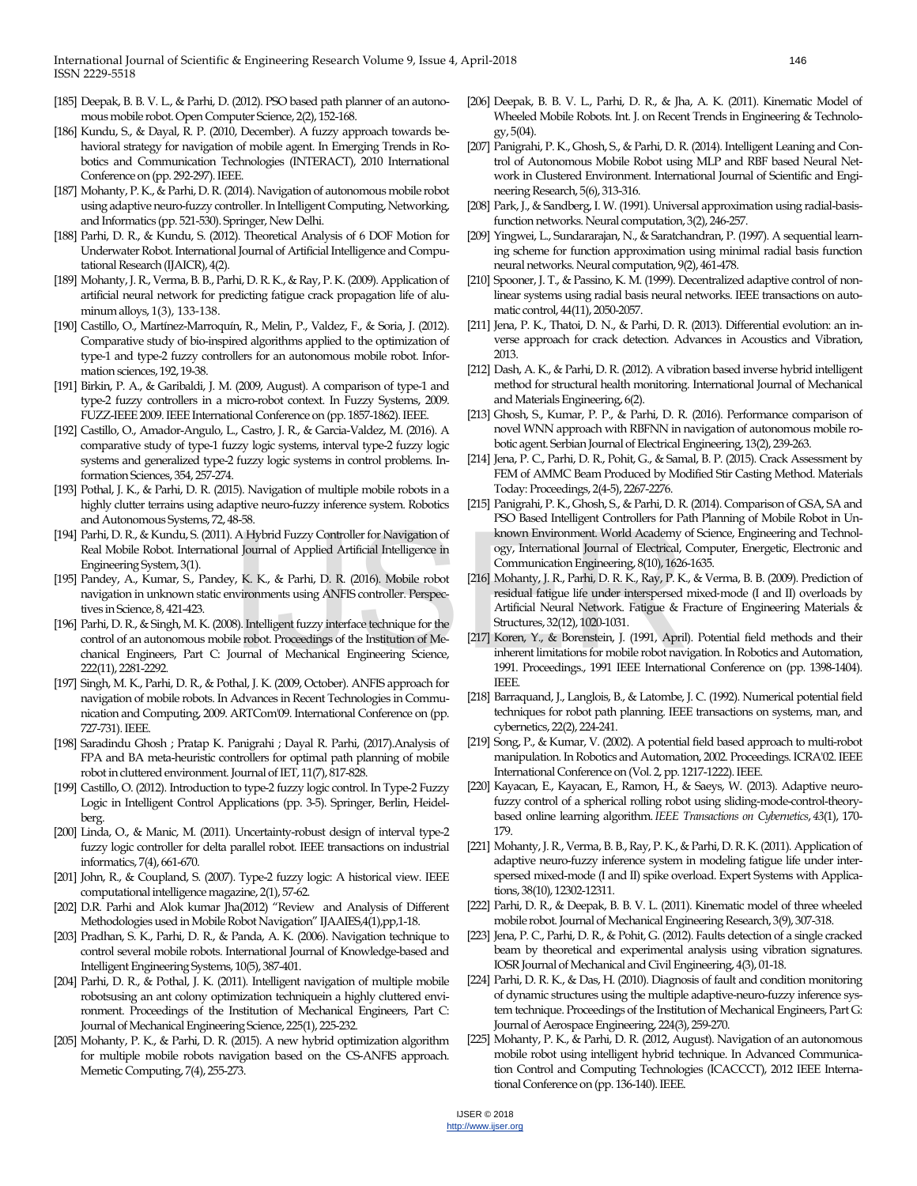[185] Deepak, B. B. V. L., & Parhi, D. (2012). PSO based path planner of an autonomous mobile robot. Open Computer Science, 2(2), 152-168.

[186] Kundu, S., & Dayal, R. P. (2010, December). A fuzzy approach towards behavioral strategy for navigation of mobile agent. In Emerging Trends in Robotics and Communication Technologies (INTERACT), 2010 International Conference on (pp. 292-297). IEEE.

[187] Mohanty, P. K., & Parhi, D. R. (2014). Navigation of autonomous mobile robot using adaptive neuro-fuzzy controller. In Intelligent Computing, Networking, and Informatics (pp. 521-530). Springer, New Delhi.

[188] Parhi, D. R., & Kundu, S. (2012). Theoretical Analysis of 6 DOF Motion for Underwater Robot. International Journal of Artificial Intelligence and Computational Research (IJAICR), 4(2).

[189] Mohanty, J. R., Verma, B. B., Parhi, D. R. K., & Ray, P. K. (2009). Application of artificial neural network for predicting fatigue crack propagation life of aluminum alloys, 1(3), 133-138.

[190] Castillo, O., Martínez-Marroquín, R., Melin, P., Valdez, F., & Soria, J. (2012). Comparative study of bio-inspired algorithms applied to the optimization of type-1 and type-2 fuzzy controllers for an autonomous mobile robot. Information sciences, 192, 19-38.

[191] Birkin, P. A., & Garibaldi, J. M. (2009, August). A comparison of type-1 and type-2 fuzzy controllers in a micro-robot context. In Fuzzy Systems, 2009. FUZZ-IEEE 2009. IEEE International Conference on (pp. 1857-1862). IEEE.

[192] Castillo, O., Amador-Angulo, L., Castro, J. R., & Garcia-Valdez, M. (2016). A comparative study of type-1 fuzzy logic systems, interval type-2 fuzzy logic systems and generalized type-2 fuzzy logic systems in control problems. Information Sciences, 354, 257-274.

[193] Pothal, J. K., & Parhi, D. R. (2015). Navigation of multiple mobile robots in a highly clutter terrains using adaptive neuro-fuzzy inference system. Robotics and Autonomous Systems, 72, 48-58.

[194] Parhi, D. R., & Kundu, S. (2011). A Hybrid Fuzzy Controller for Navigation of Real Mobile Robot. International Journal of Applied Artificial Intelligence in Engineering System, 3(1).

[195] Pandey, A., Kumar, S., Pandey, K. K., & Parhi, D. R. (2016). Mobile robot navigation in unknown static environments using ANFIS controller. Perspectives in Science, 8, 421-423.

[196] Parhi, D. R., & Singh, M. K. (2008). Intelligent fuzzy interface technique for the control of an autonomous mobile robot. Proceedings of the Institution of Mechanical Engineers, Part C: Journal of Mechanical Engineering Science, 222(11), 2281-2292.

[197] Singh, M. K., Parhi, D. R., & Pothal, J. K. (2009, October). ANFIS approach for navigation of mobile robots. In Advances in Recent Technologies in Communication and Computing, 2009. ARTCom'09. International Conference on (pp. 727-731). IEEE.

[198] Saradindu Ghosh ; Pratap K. Panigrahi ; Dayal R. Parhi, (2017).Analysis of FPA and BA meta-heuristic controllers for optimal path planning of mobile robot in cluttered environment. Journal of IET, 11(7), 817-828.

[199] Castillo, O. (2012). Introduction to type-2 fuzzy logic control. In Type-2 Fuzzy Logic in Intelligent Control Applications (pp. 3-5). Springer, Berlin, Heidelberg.

[200] Linda, O., & Manic, M. (2011). Uncertainty-robust design of interval type-2 fuzzy logic controller for delta parallel robot. IEEE transactions on industrial informatics, 7(4), 661-670.

[201] John, R., & Coupland, S. (2007). Type-2 fuzzy logic: A historical view. IEEE computational intelligence magazine, 2(1), 57-62.

[202] D.R. Parhi and Alok kumar Jha(2012) "Review and Analysis of Different Methodologies used in Mobile Robot Navigation" IJAAIES,4(1),pp,1-18.

[203] Pradhan, S. K., Parhi, D. R., & Panda, A. K. (2006). Navigation technique to control several mobile robots. International Journal of Knowledge-based and Intelligent Engineering Systems, 10(5), 387-401.

[204] Parhi, D. R., & Pothal, J. K. (2011). Intelligent navigation of multiple mobile robotsusing an ant colony optimization techniquein a highly cluttered environment. Proceedings of the Institution of Mechanical Engineers, Part C: Journal of Mechanical Engineering Science, 225(1), 225-232.

[205] Mohanty, P. K., & Parhi, D. R. (2015). A new hybrid optimization algorithm for multiple mobile robots navigation based on the CS-ANFIS approach. Memetic Computing, 7(4), 255-273.

[206] Deepak, B. B. V. L., Parhi, D. R., & Jha, A. K. (2011). Kinematic Model of Wheeled Mobile Robots. Int. J. on Recent Trends in Engineering & Technology, 5(04).

[207] Panigrahi, P. K., Ghosh, S., & Parhi, D. R. (2014). Intelligent Leaning and Control of Autonomous Mobile Robot using MLP and RBF based Neural Network in Clustered Environment. International Journal of Scientific and Engineering Research, 5(6), 313-316.

[208] Park, J., & Sandberg, I. W. (1991). Universal approximation using radial-basis-function networks. Neural computation, 3(2), 246-257.

[209] Yingwei, L., Sundararajan, N., & Saratchandran, P. (1997). A sequential learning scheme for function approximation using minimal radial basis function neural networks. Neural computation, 9(2), 461-478.

[210] Spooner, J. T., & Passino, K. M. (1999). Decentralized adaptive control of nonlinear systems using radial basis neural networks. IEEE transactions on automatic control, 44(11), 2050-2057.

[211] Jena, P. K., Thatoi, D. N., & Parhi, D. R. (2013). Differential evolution: an inverse approach for crack detection. Advances in Acoustics and Vibration, 2013.

[212] Dash, A. K., & Parhi, D. R. (2012). A vibration based inverse hybrid intelligent method for structural health monitoring. International Journal of Mechanical and Materials Engineering, 6(2).

[213] Ghosh, S., Kumar, P. P., & Parhi, D. R. (2016). Performance comparison of novel WNN approach with RBFNN in navigation of autonomous mobile robotic agent. Serbian Journal of Electrical Engineering, 13(2), 239-263.

[214] Jena, P. C., Parhi, D. R., Pohit, G., & Samal, B. P. (2015). Crack Assessment by FEM of AMMC Beam Produced by Modified Stir Casting Method. Materials Today: Proceedings, 2(4-5), 2267-2276.

[215] Panigrahi, P. K., Ghosh, S., & Parhi, D. R. (2014). Comparison of GSA, SA and PSO Based Intelligent Controllers for Path Planning of Mobile Robot in Unknown Environment. World Academy of Science, Engineering and Technology, International Journal of Electrical, Computer, Energetic, Electronic and Communication Engineering, 8(10), 1626-1635.

[216] Mohanty, J. R., Parhi, D. R. K., Ray, P. K., & Verma, B. B. (2009). Prediction of residual fatigue life under interspersed mixed-mode (I and II) overloads by Artificial Neural Network. Fatigue & Fracture of Engineering Materials & Structures, 32(12), 1020-1031.

[217] Koren, Y., & Borenstein, J. (1991, April). Potential field methods and their inherent limitations for mobile robot navigation. In Robotics and Automation, 1991. Proceedings., 1991 IEEE International Conference on (pp. 1398-1404). IEEE.

[218] Barraquand, J., Langlois, B., & Latombe, J. C. (1992). Numerical potential field techniques for robot path planning. IEEE transactions on systems, man, and cybernetics, 22(2), 224-241.

[219] Song, P., & Kumar, V. (2002). A potential field based approach to multi-robot manipulation. In Robotics and Automation, 2002. Proceedings. ICRA'02. IEEE International Conference on (Vol. 2, pp. 1217-1222). IEEE.

[220] Kayacan, E., Kayacan, E., Ramon, H., & Saeys, W. (2013). Adaptive neuro-fuzzy control of a spherical rolling robot using sliding-mode-control-theory-based online learning algorithm. *IEEE Transactions on Cybernetics*, *43*(1), 170-179.

[221] Mohanty, J. R., Verma, B. B., Ray, P. K., & Parhi, D. R. K. (2011). Application of adaptive neuro-fuzzy inference system in modeling fatigue life under interspersed mixed-mode (I and II) spike overload. Expert Systems with Applications, 38(10), 12302-12311.

[222] Parhi, D. R., & Deepak, B. B. V. L. (2011). Kinematic model of three wheeled mobile robot. Journal of Mechanical Engineering Research, 3(9), 307-318.

[223] Jena, P. C., Parhi, D. R., & Pohit, G. (2012). Faults detection of a single cracked beam by theoretical and experimental analysis using vibration signatures. IOSR Journal of Mechanical and Civil Engineering, 4(3), 01-18.

[224] Parhi, D. R. K., & Das, H. (2010). Diagnosis of fault and condition monitoring of dynamic structures using the multiple adaptive-neuro-fuzzy inference system technique. Proceedings of the Institution of Mechanical Engineers, Part G: Journal of Aerospace Engineering, 224(3), 259-270.

[225] Mohanty, P. K., & Parhi, D. R. (2012, August). Navigation of an autonomous mobile robot using intelligent hybrid technique. In Advanced Communication Control and Computing Technologies (ICACCCT), 2012 IEEE International Conference on (pp. 136-140). IEEE.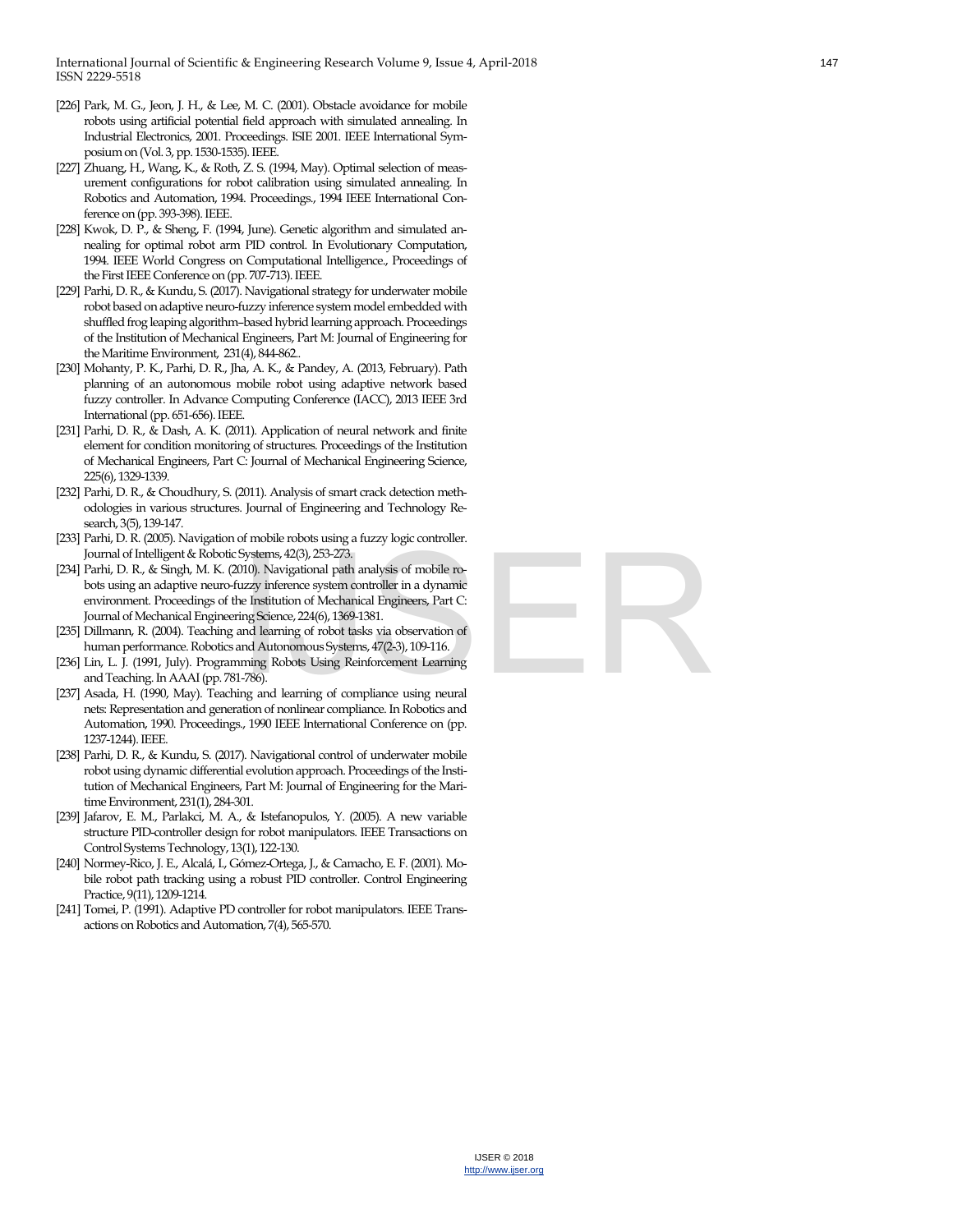[226] Park, M. G., Jeon, J. H., & Lee, M. C. (2001). Obstacle avoidance for mobile robots using artificial potential field approach with simulated annealing. In Industrial Electronics, 2001. Proceedings. ISIE 2001. IEEE International Symposium on (Vol. 3, pp. 1530-1535). IEEE.

[227] Zhuang, H., Wang, K., & Roth, Z. S. (1994, May). Optimal selection of measurement configurations for robot calibration using simulated annealing. In Robotics and Automation, 1994. Proceedings., 1994 IEEE International Conference on (pp. 393-398). IEEE.

[228] Kwok, D. P., & Sheng, F. (1994, June). Genetic algorithm and simulated annealing for optimal robot arm PID control. In Evolutionary Computation, 1994. IEEE World Congress on Computational Intelligence., Proceedings of the First IEEE Conference on (pp. 707-713). IEEE.

[229] Parhi, D. R., & Kundu, S. (2017). Navigational strategy for underwater mobile robot based on adaptive neuro-fuzzy inference system model embedded with shuffled frog leaping algorithm–based hybrid learning approach. Proceedings of the Institution of Mechanical Engineers, Part M: Journal of Engineering for the Maritime Environment, 231(4), 844-862..

[230] Mohanty, P. K., Parhi, D. R., Jha, A. K., & Pandey, A. (2013, February). Path planning of an autonomous mobile robot using adaptive network based fuzzy controller. In Advance Computing Conference (IACC), 2013 IEEE 3rd International (pp. 651-656). IEEE.

[231] Parhi, D. R., & Dash, A. K. (2011). Application of neural network and finite element for condition monitoring of structures. Proceedings of the Institution of Mechanical Engineers, Part C: Journal of Mechanical Engineering Science, 225(6), 1329-1339.

[232] Parhi, D. R., & Choudhury, S. (2011). Analysis of smart crack detection methodologies in various structures. Journal of Engineering and Technology Research, 3(5), 139-147.

[233] Parhi, D. R. (2005). Navigation of mobile robots using a fuzzy logic controller. Journal of Intelligent & Robotic Systems, 42(3), 253-273.

[234] Parhi, D. R., & Singh, M. K. (2010). Navigational path analysis of mobile robots using an adaptive neuro-fuzzy inference system controller in a dynamic environment. Proceedings of the Institution of Mechanical Engineers, Part C: Journal of Mechanical Engineering Science, 224(6), 1369-1381.

[235] Dillmann, R. (2004). Teaching and learning of robot tasks via observation of human performance. Robotics and Autonomous Systems, 47(2-3), 109-116.

[236] Lin, L. J. (1991, July). Programming Robots Using Reinforcement Learning and Teaching. In AAAI (pp. 781-786).

[237] Asada, H. (1990, May). Teaching and learning of compliance using neural nets: Representation and generation of nonlinear compliance. In Robotics and Automation, 1990. Proceedings., 1990 IEEE International Conference on (pp. 1237-1244). IEEE.

[238] Parhi, D. R., & Kundu, S. (2017). Navigational control of underwater mobile robot using dynamic differential evolution approach. Proceedings of the Institution of Mechanical Engineers, Part M: Journal of Engineering for the Maritime Environment, 231(1), 284-301.

[239] Jafarov, E. M., Parlakci, M. A., & Istefanopulos, Y. (2005). A new variable structure PID-controller design for robot manipulators. IEEE Transactions on Control Systems Technology, 13(1), 122-130.

[240] Normey-Rico, J. E., Alcalá, I., Gómez-Ortega, J., & Camacho, E. F. (2001). Mobile robot path tracking using a robust PID controller. Control Engineering Practice, 9(11), 1209-1214.

[241] Tomei, P. (1991). Adaptive PD controller for robot manipulators. IEEE Transactions on Robotics and Automation, 7(4), 565-570.